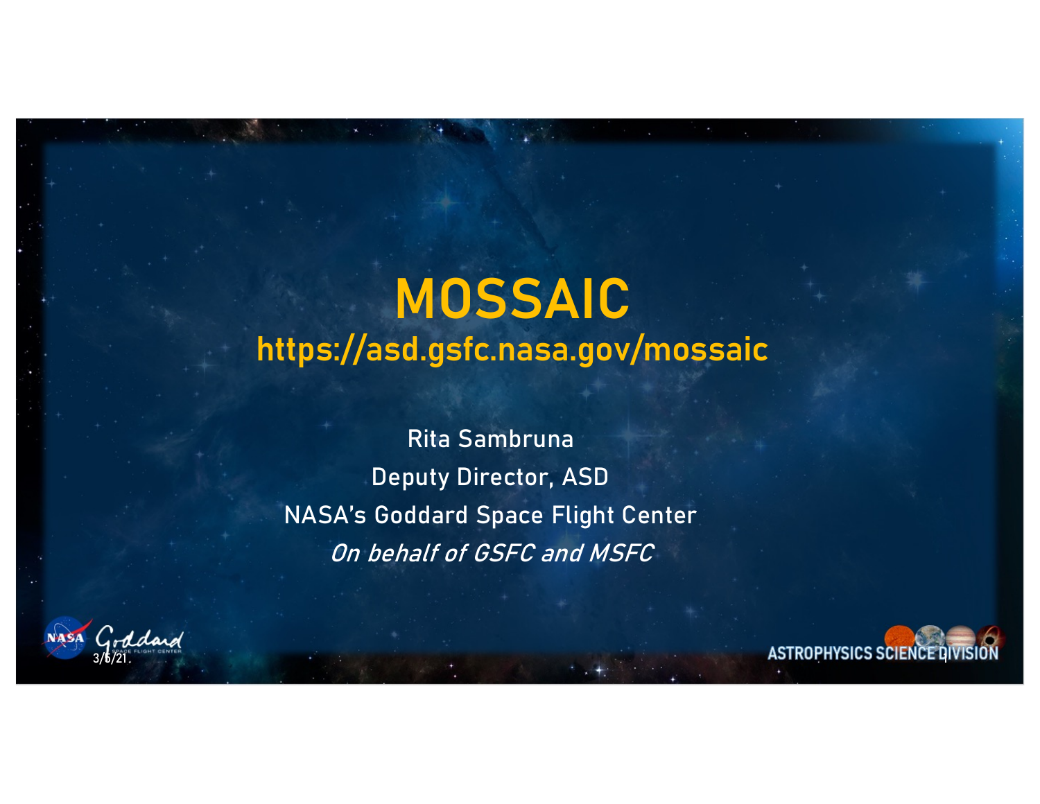# MOSSAIC

## https://asd.gsfc.nasa.gov/mossaic

Rita Sambruna

Deputy Director, ASD

NASA's Goddard Space Flight Center

*On behalf of GSFC and MSFC*

3/6/21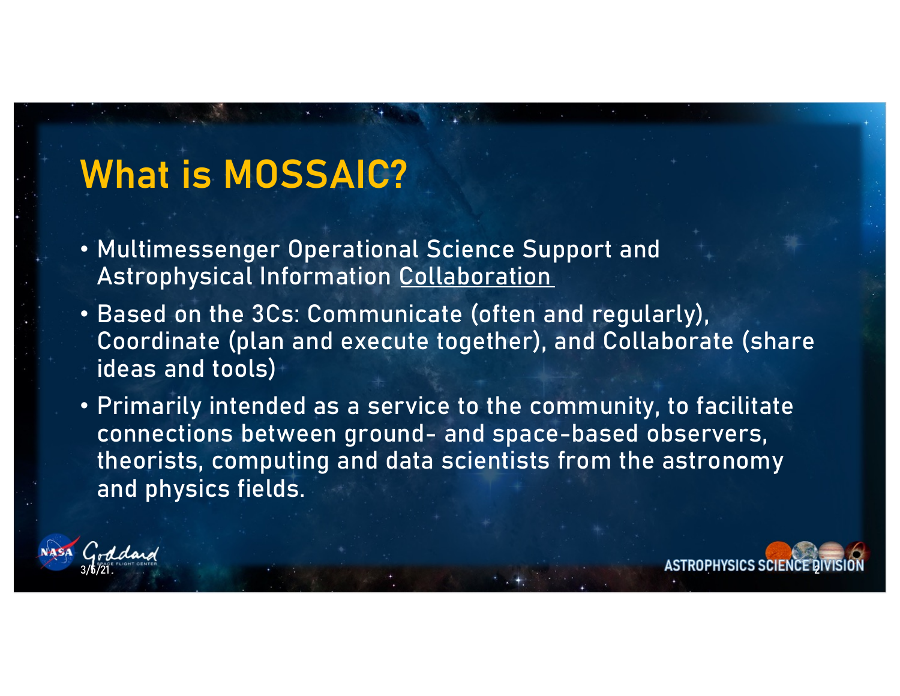# What is MOSSAIC?

- Multimessenger Operational Science Support and Astrophysical Information Collaboration
- Based on the 3Cs: Communicate (often and regularly), Coordinate (plan and execute together), and Collaborate (share ideas and tools)
- Primarily intended as a service to the community, to facilitate connections between ground- and space-based observers, theorists, computing and data scientists from the astronomy and physics fields.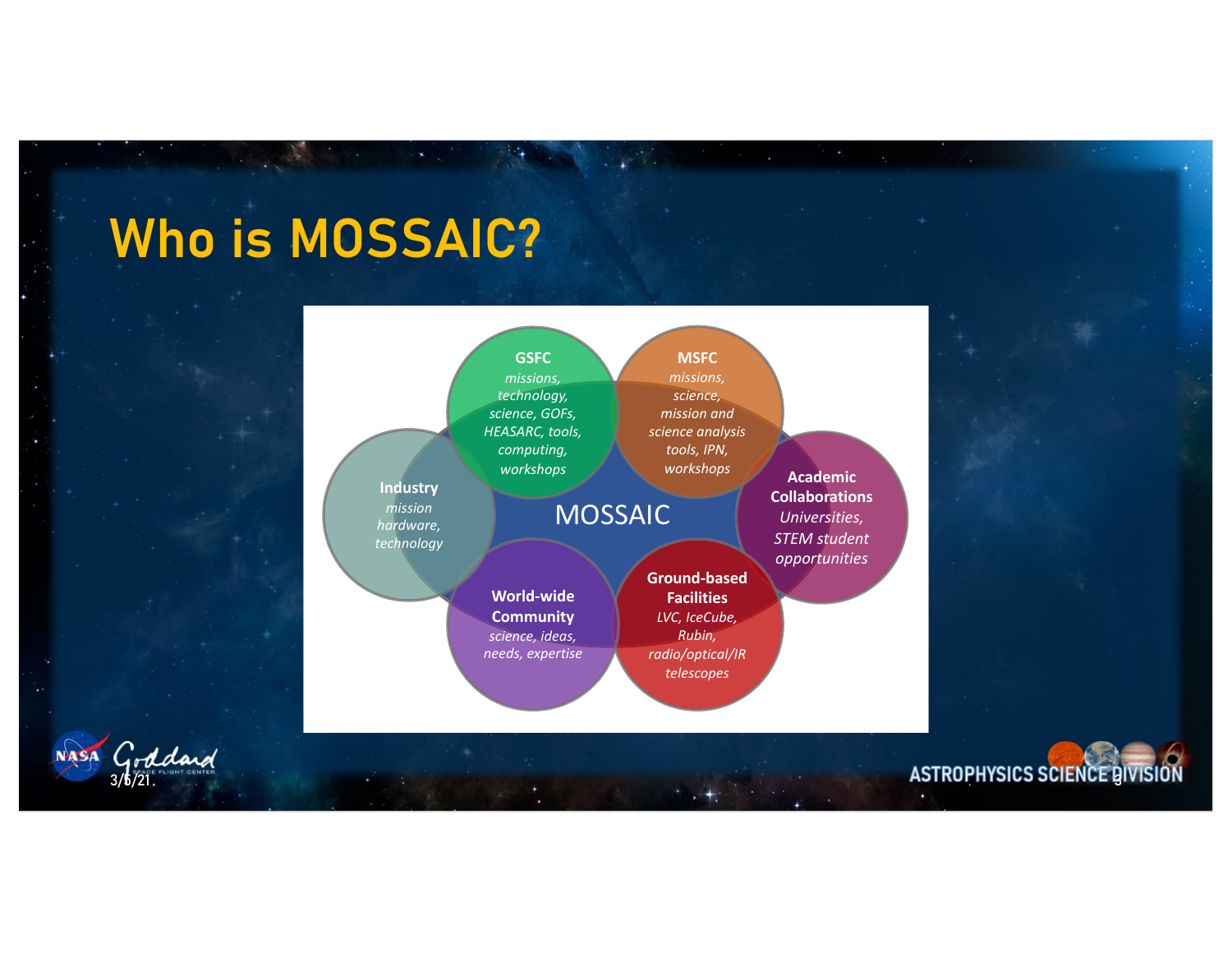# Who is MOSSAIC?

**MOSSAIC**

**GSFC**
*missions, technology, science, GOFs, HEASARC, tools, computing, workshops*

**MSFC**
*missions, science, mission and science analysis tools, IPN, workshops*

**Academic Collaborations**
*Universities, STEM student opportunities*

**Ground-based Facilities**
*LVC, IceCube, Rubin, radio/optical/IR telescopes*

**World-wide Community**
*science, ideas, needs, expertise*

**Industry**
*mission hardware, technology*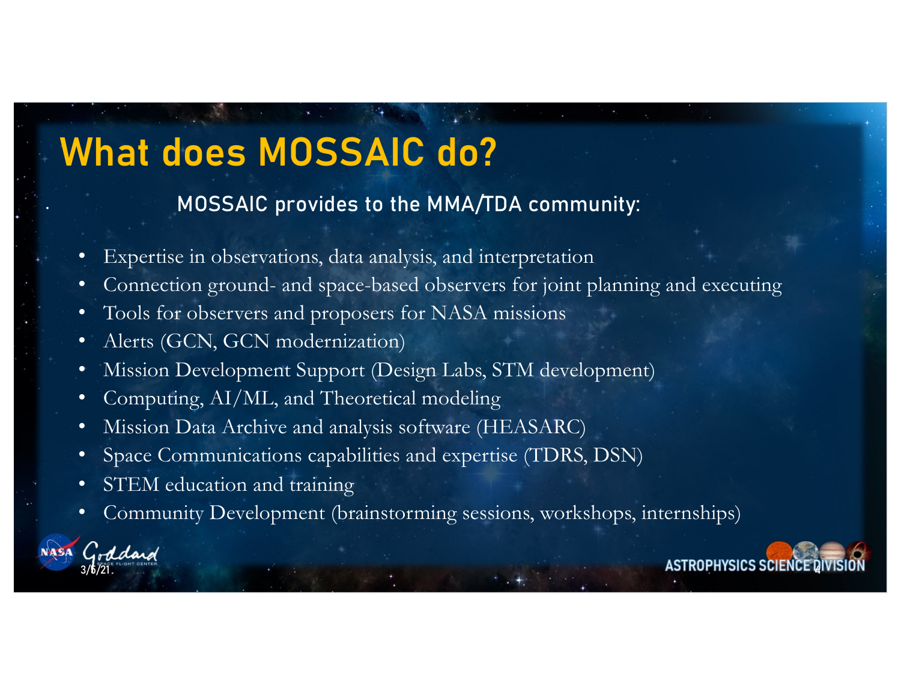# What does MOSSAIC do?

**MOSSAIC provides to the MMA/TDA community:**

- Expertise in observations, data analysis, and interpretation
- Connection ground- and space-based observers for joint planning and executing
- Tools for observers and proposers for NASA missions
- Alerts (GCN, GCN modernization)
- Mission Development Support (Design Labs, STM development)
- Computing, AI/ML, and Theoretical modeling
- Mission Data Archive and analysis software (HEASARC)
- Space Communications capabilities and expertise (TDRS, DSN)
- STEM education and training
- Community Development (brainstorming sessions, workshops, internships)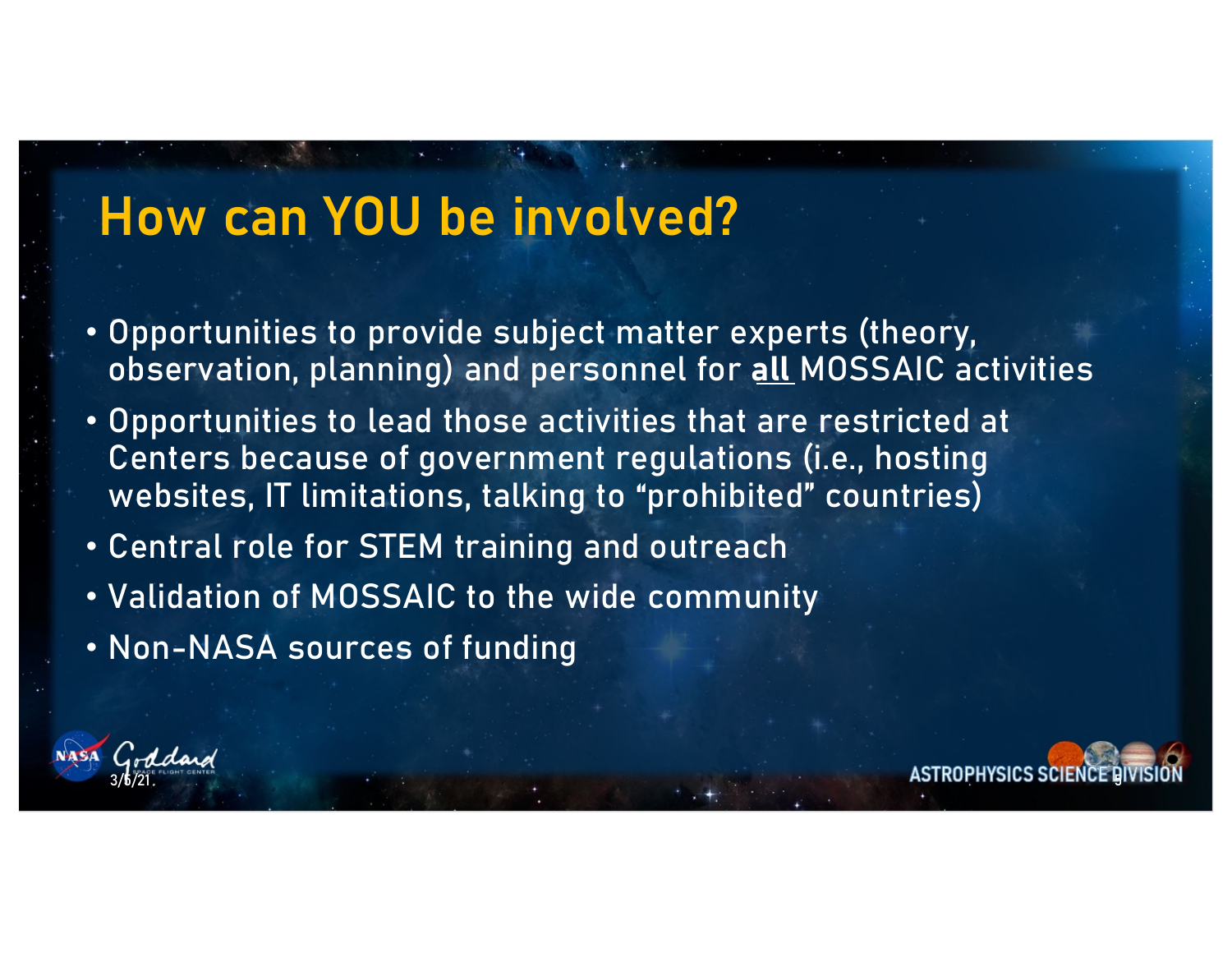# How can YOU be involved?

- Opportunities to provide subject matter experts (theory, observation, planning) and personnel for **<u>all</u>** MOSSAIC activities
- Opportunities to lead those activities that are restricted at Centers because of government regulations (i.e., hosting websites, IT limitations, talking to "prohibited" countries)
- Central role for STEM training and outreach
- Validation of MOSSAIC to the wide community
- Non-NASA sources of funding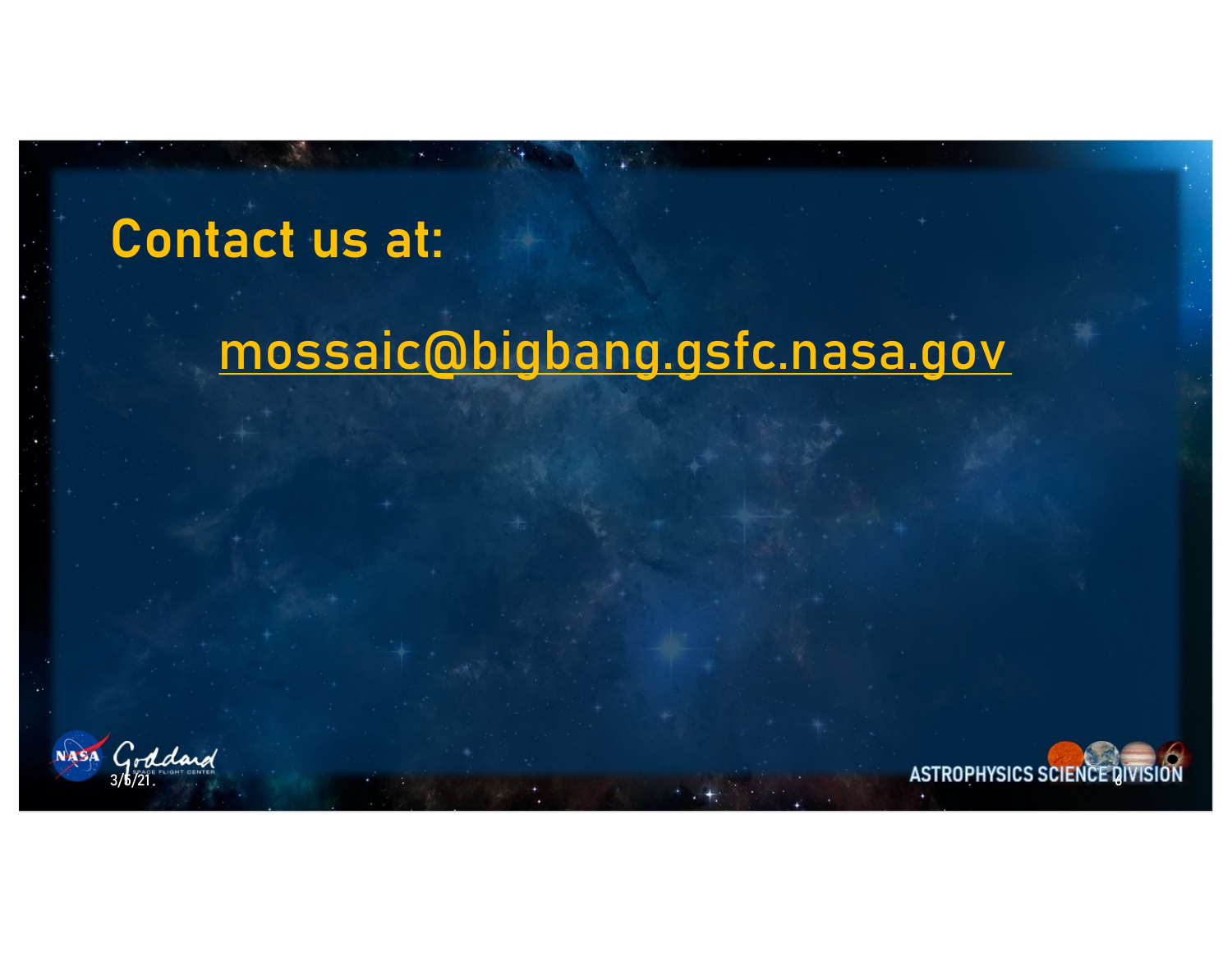# Contact us at:

mossaic@bigbang.gsfc.nasa.gov